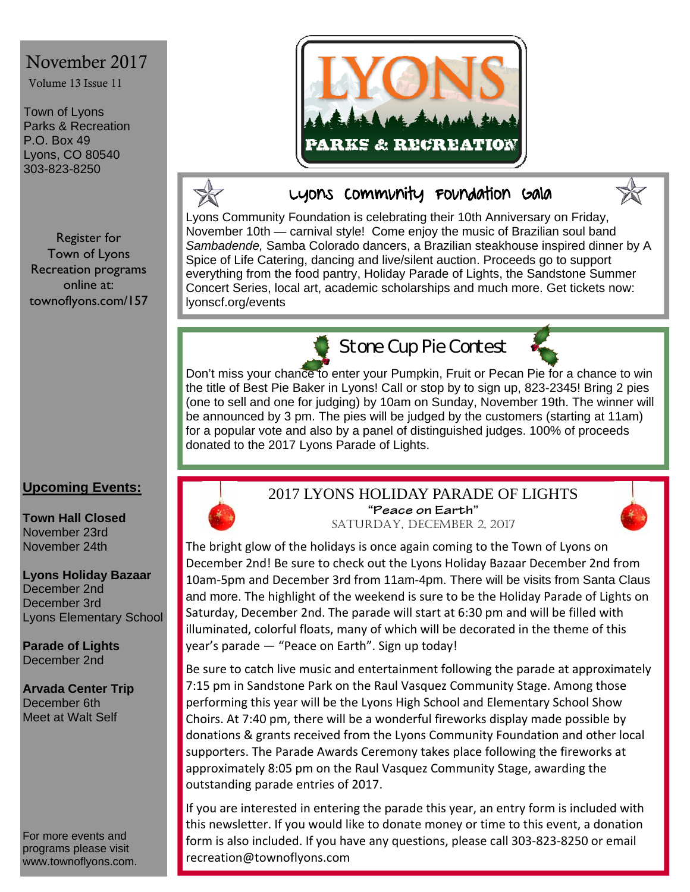November 2017

Volume 13 Issue 11

Town of Lyons
Parks & Recreation
P.O. Box 49
Lyons, CO 80540
303-823-8250

Register for Town of Lyons Recreation programs online at: townoflyons.com/157

**Upcoming Events:**

**Town Hall Closed**
November 23rd
November 24th

**Lyons Holiday Bazaar**
December 2nd
December 3rd
Lyons Elementary School

**Parade of Lights**
December 2nd

**Arvada Center Trip**
December 6th
Meet at Walt Self

For more events and programs please visit www.townoflyons.com.

# LYONS PARKS & RECREATION

## Lyons Community Foundation Gala

Lyons Community Foundation is celebrating their 10th Anniversary on Friday, November 10th — carnival style! Come enjoy the music of Brazilian soul band *Sambadende,* Samba Colorado dancers, a Brazilian steakhouse inspired dinner by A Spice of Life Catering, dancing and live/silent auction. Proceeds go to support everything from the food pantry, Holiday Parade of Lights, the Sandstone Summer Concert Series, local art, academic scholarships and much more. Get tickets now: lyonscf.org/events

## Stone Cup Pie Contest

Don't miss your chance to enter your Pumpkin, Fruit or Pecan Pie for a chance to win the title of Best Pie Baker in Lyons! Call or stop by to sign up, 823-2345! Bring 2 pies (one to sell and one for judging) by 10am on Sunday, November 19th. The winner will be announced by 3 pm. The pies will be judged by the customers (starting at 11am) for a popular vote and also by a panel of distinguished judges. 100% of proceeds donated to the 2017 Lyons Parade of Lights.

## 2017 LYONS HOLIDAY PARADE OF LIGHTS

**"Peace on Earth"**

SATURDAY, DECEMBER 2, 2017

The bright glow of the holidays is once again coming to the Town of Lyons on December 2nd! Be sure to check out the Lyons Holiday Bazaar December 2nd from 10am-5pm and December 3rd from 11am-4pm. There will be visits from Santa Claus and more. The highlight of the weekend is sure to be the Holiday Parade of Lights on Saturday, December 2nd. The parade will start at 6:30 pm and will be filled with illuminated, colorful floats, many of which will be decorated in the theme of this year's parade — "Peace on Earth". Sign up today!

Be sure to catch live music and entertainment following the parade at approximately 7:15 pm in Sandstone Park on the Raul Vasquez Community Stage. Among those performing this year will be the Lyons High School and Elementary School Show Choirs. At 7:40 pm, there will be a wonderful fireworks display made possible by donations & grants received from the Lyons Community Foundation and other local supporters. The Parade Awards Ceremony takes place following the fireworks at approximately 8:05 pm on the Raul Vasquez Community Stage, awarding the outstanding parade entries of 2017.

If you are interested in entering the parade this year, an entry form is included with this newsletter. If you would like to donate money or time to this event, a donation form is also included. If you have any questions, please call 303-823-8250 or email recreation@townoflyons.com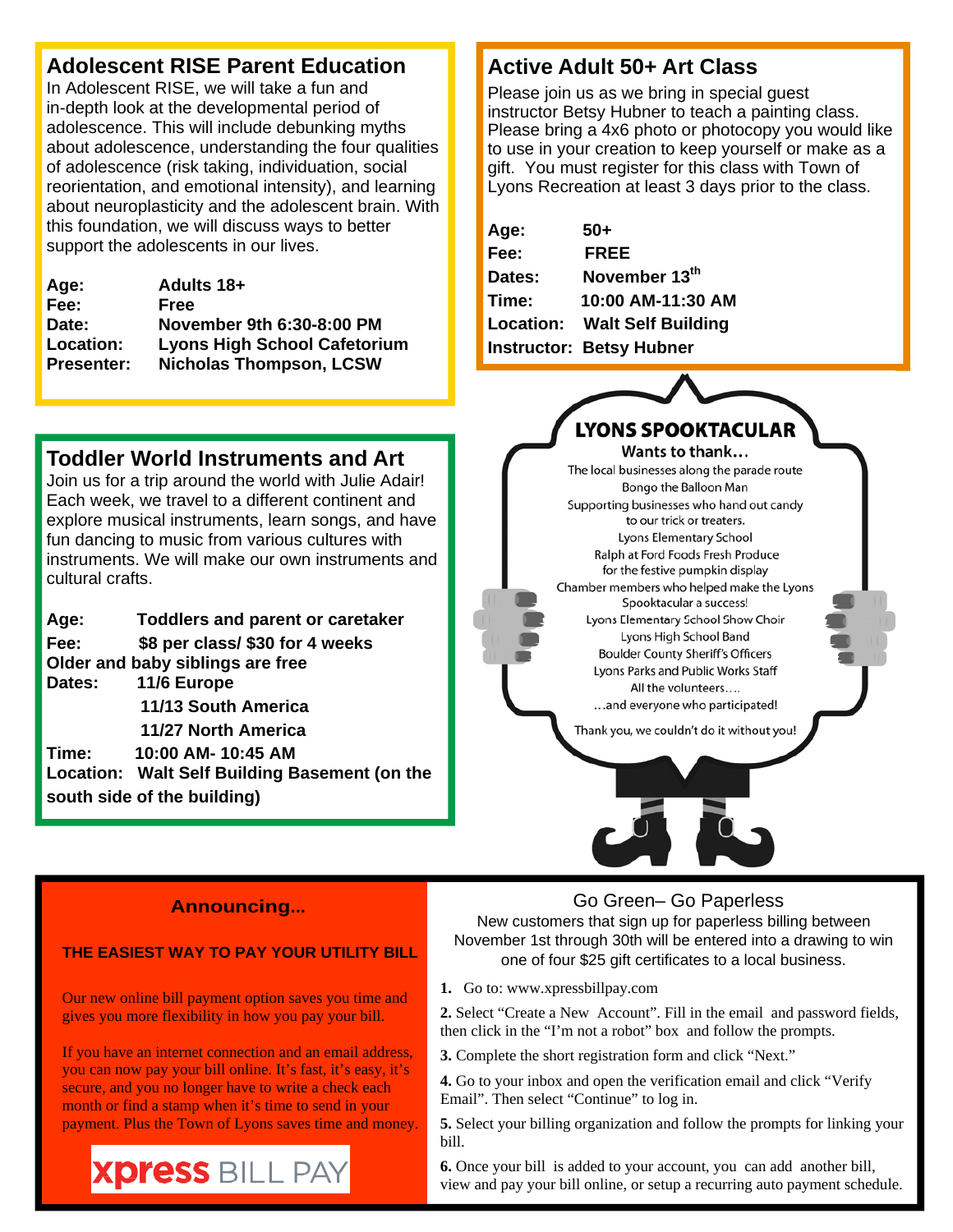## Adolescent RISE Parent Education

In Adolescent RISE, we will take a fun and in-depth look at the developmental period of adolescence. This will include debunking myths about adolescence, understanding the four qualities of adolescence (risk taking, individuation, social reorientation, and emotional intensity), and learning about neuroplasticity and the adolescent brain. With this foundation, we will discuss ways to better support the adolescents in our lives.

**Age:** Adults 18+
**Fee:** Free
**Date:** November 9th 6:30-8:00 PM
**Location:** Lyons High School Cafetorium
**Presenter:** Nicholas Thompson, LCSW

## Active Adult 50+ Art Class

Please join us as we bring in special guest instructor Betsy Hubner to teach a painting class. Please bring a 4x6 photo or photocopy you would like to use in your creation to keep yourself or make as a gift. You must register for this class with Town of Lyons Recreation at least 3 days prior to the class.

**Age:** 50+
**Fee:** FREE
**Dates:** November 13th
**Time:** 10:00 AM-11:30 AM
**Location:** Walt Self Building
**Instructor:** Betsy Hubner

## Toddler World Instruments and Art

Join us for a trip around the world with Julie Adair! Each week, we travel to a different continent and explore musical instruments, learn songs, and have fun dancing to music from various cultures with instruments. We will make our own instruments and cultural crafts.

**Age:** Toddlers and parent or caretaker
**Fee:** $8 per class/ $30 for 4 weeks
**Older and baby siblings are free**
**Dates:** 11/6 Europe
**11/13 South America**
**11/27 North America**
**Time:** 10:00 AM- 10:45 AM
**Location:** Walt Self Building Basement (on the south side of the building)

## LYONS SPOOKTACULAR

**Wants to thank…**

The local businesses along the parade route
Bongo the Balloon Man
Supporting businesses who hand out candy to our trick or treaters.
Lyons Elementary School
Ralph at Ford Foods Fresh Produce for the festive pumpkin display
Chamber members who helped make the Lyons Spooktacular a success!
Lyons Elementary School Show Choir
Lyons High School Band
Boulder County Sheriff's Officers
Lyons Parks and Public Works Staff
All the volunteers….
…and everyone who participated!

Thank you, we couldn't do it without you!

## Announcing...

**THE EASIEST WAY TO PAY YOUR UTILITY BILL**

Our new online bill payment option saves you time and gives you more flexibility in how you pay your bill.

If you have an internet connection and an email address, you can now pay your bill online. It's fast, it's easy, it's secure, and you no longer have to write a check each month or find a stamp when it's time to send in your payment. Plus the Town of Lyons saves time and money.

xpress BILL PAY

## Go Green– Go Paperless

New customers that sign up for paperless billing between November 1st through 30th will be entered into a drawing to win one of four $25 gift certificates to a local business.

**1.** Go to: www.xpressbillpay.com

**2.** Select "Create a New Account". Fill in the email and password fields, then click in the "I'm not a robot" box and follow the prompts.

**3.** Complete the short registration form and click "Next."

**4.** Go to your inbox and open the verification email and click "Verify Email". Then select "Continue" to log in.

**5.** Select your billing organization and follow the prompts for linking your bill.

**6.** Once your bill is added to your account, you can add another bill, view and pay your bill online, or setup a recurring auto payment schedule.